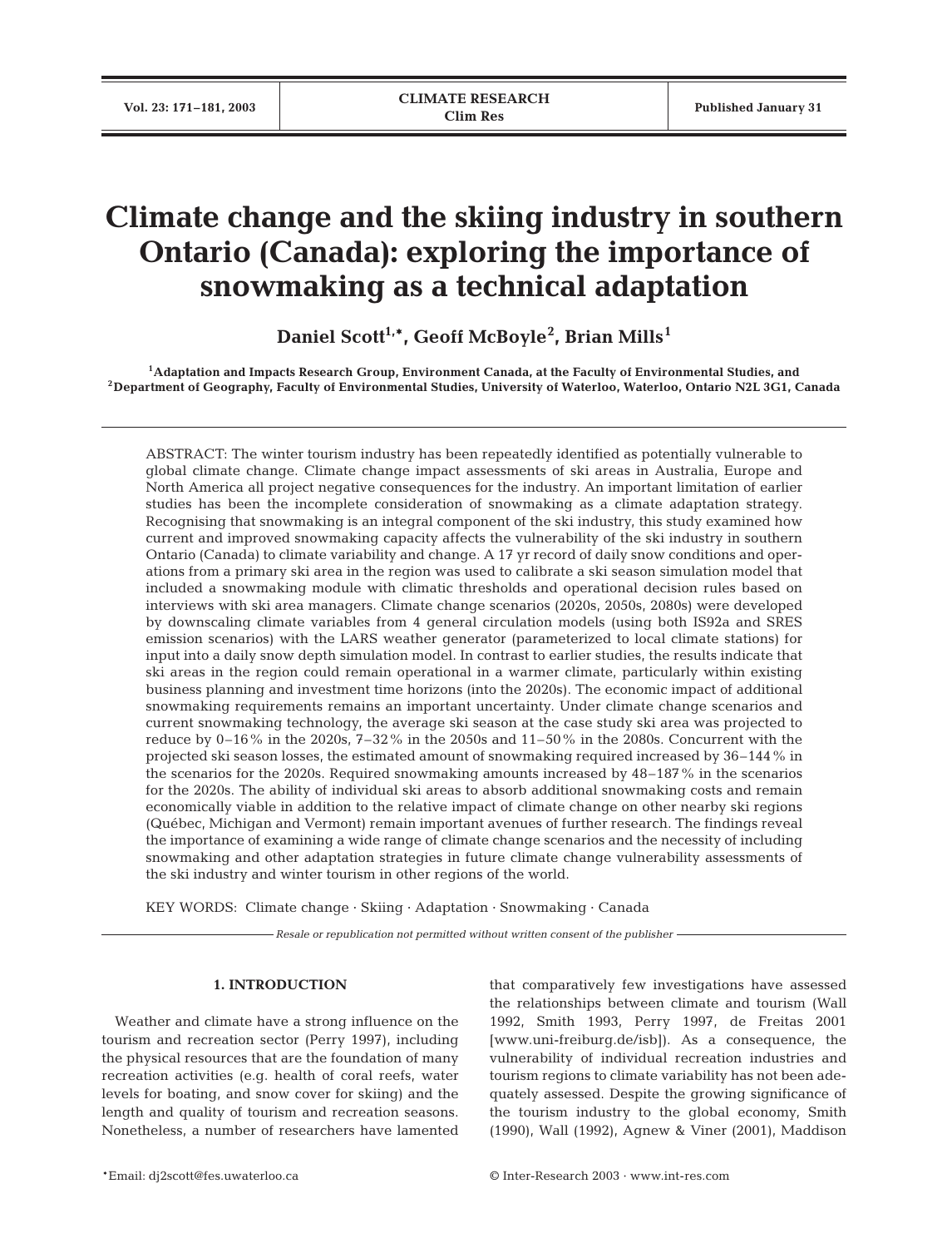# Climate change and the skiing industry in southern Ontario (Canada): exploring the importance of snowmaking as a technical adaptation

**Daniel Scott[1,*], Geoff McBoyle[2], Brian Mills[1]**

[1]Adaptation and Impacts Research Group, Environment Canada, at the Faculty of Environmental Studies, and
[2]Department of Geography, Faculty of Environmental Studies, University of Waterloo, Waterloo, Ontario N2L 3G1, Canada

ABSTRACT: The winter tourism industry has been repeatedly identified as potentially vulnerable to global climate change. Climate change impact assessments of ski areas in Australia, Europe and North America all project negative consequences for the industry. An important limitation of earlier studies has been the incomplete consideration of snowmaking as a climate adaptation strategy. Recognising that snowmaking is an integral component of the ski industry, this study examined how current and improved snowmaking capacity affects the vulnerability of the ski industry in southern Ontario (Canada) to climate variability and change. A 17 yr record of daily snow conditions and operations from a primary ski area in the region was used to calibrate a ski season simulation model that included a snowmaking module with climatic thresholds and operational decision rules based on interviews with ski area managers. Climate change scenarios (2020s, 2050s, 2080s) were developed by downscaling climate variables from 4 general circulation models (using both IS92a and SRES emission scenarios) with the LARS weather generator (parameterized to local climate stations) for input into a daily snow depth simulation model. In contrast to earlier studies, the results indicate that ski areas in the region could remain operational in a warmer climate, particularly within existing business planning and investment time horizons (into the 2020s). The economic impact of additional snowmaking requirements remains an important uncertainty. Under climate change scenarios and current snowmaking technology, the average ski season at the case study ski area was projected to reduce by 0–16% in the 2020s, 7–32% in the 2050s and 11–50% in the 2080s. Concurrent with the projected ski season losses, the estimated amount of snowmaking required increased by 36–144% in the scenarios for the 2020s. Required snowmaking amounts increased by 48–187% in the scenarios for the 2020s. The ability of individual ski areas to absorb additional snowmaking costs and remain economically viable in addition to the relative impact of climate change on other nearby ski regions (Québec, Michigan and Vermont) remain important avenues of further research. The findings reveal the importance of examining a wide range of climate change scenarios and the necessity of including snowmaking and other adaptation strategies in future climate change vulnerability assessments of the ski industry and winter tourism in other regions of the world.

KEY WORDS: Climate change · Skiing · Adaptation · Snowmaking · Canada

*Resale or republication not permitted without written consent of the publisher*

## 1. INTRODUCTION

Weather and climate have a strong influence on the tourism and recreation sector (Perry 1997), including the physical resources that are the foundation of many recreation activities (e.g. health of coral reefs, water levels for boating, and snow cover for skiing) and the length and quality of tourism and recreation seasons. Nonetheless, a number of researchers have lamented that comparatively few investigations have assessed the relationships between climate and tourism (Wall 1992, Smith 1993, Perry 1997, de Freitas 2001 [www.uni-freiburg.de/isb]). As a consequence, the vulnerability of individual recreation industries and tourism regions to climate variability has not been adequately assessed. Despite the growing significance of the tourism industry to the global economy, Smith (1990), Wall (1992), Agnew & Viner (2001), Maddison

*Email: dj2scott@fes.uwaterloo.ca

© Inter-Research 2003 · www.int-res.com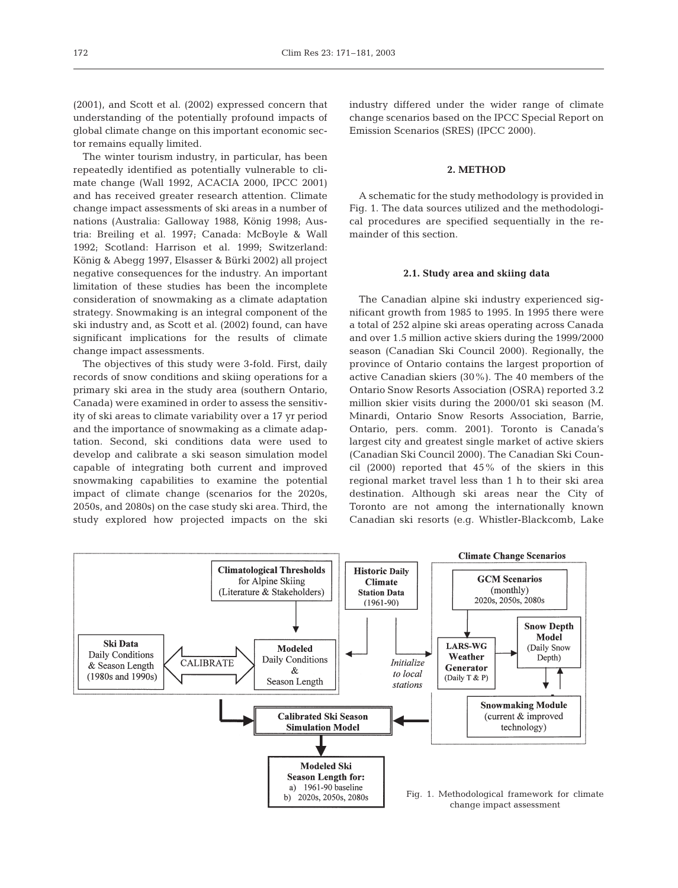(2001), and Scott et al. (2002) expressed concern that understanding of the potentially profound impacts of global climate change on this important economic sector remains equally limited.

The winter tourism industry, in particular, has been repeatedly identified as potentially vulnerable to climate change (Wall 1992, ACACIA 2000, IPCC 2001) and has received greater research attention. Climate change impact assessments of ski areas in a number of nations (Australia: Galloway 1988, König 1998; Austria: Breiling et al. 1997; Canada: McBoyle & Wall 1992; Scotland: Harrison et al. 1999; Switzerland: König & Abegg 1997, Elsasser & Bürki 2002) all project negative consequences for the industry. An important limitation of these studies has been the incomplete consideration of snowmaking as a climate adaptation strategy. Snowmaking is an integral component of the ski industry and, as Scott et al. (2002) found, can have significant implications for the results of climate change impact assessments.

The objectives of this study were 3-fold. First, daily records of snow conditions and skiing operations for a primary ski area in the study area (southern Ontario, Canada) were examined in order to assess the sensitivity of ski areas to climate variability over a 17 yr period and the importance of snowmaking as a climate adaptation. Second, ski conditions data were used to develop and calibrate a ski season simulation model capable of integrating both current and improved snowmaking capabilities to examine the potential impact of climate change (scenarios for the 2020s, 2050s, and 2080s) on the case study ski area. Third, the study explored how projected impacts on the ski industry differed under the wider range of climate change scenarios based on the IPCC Special Report on Emission Scenarios (SRES) (IPCC 2000).

## 2. METHOD

A schematic for the study methodology is provided in Fig. 1. The data sources utilized and the methodological procedures are specified sequentially in the remainder of this section.

### 2.1. Study area and skiing data

The Canadian alpine ski industry experienced significant growth from 1985 to 1995. In 1995 there were a total of 252 alpine ski areas operating across Canada and over 1.5 million active skiers during the 1999/2000 season (Canadian Ski Council 2000). Regionally, the province of Ontario contains the largest proportion of active Canadian skiers (30%). The 40 members of the Ontario Snow Resorts Association (OSRA) reported 3.2 million skier visits during the 2000/01 ski season (M. Minardi, Ontario Snow Resorts Association, Barrie, Ontario, pers. comm. 2001). Toronto is Canada's largest city and greatest single market of active skiers (Canadian Ski Council 2000). The Canadian Ski Council (2000) reported that 45% of the skiers in this regional market travel less than 1 h to their ski area destination. Although ski areas near the City of Toronto are not among the internationally known Canadian ski resorts (e.g. Whistler-Blackcomb, Lake

Climatological Thresholds for Alpine Skiing (Literature & Stakeholders)

Ski Data: Daily Conditions & Season Length (1980s and 1990s) — CALIBRATE — Modeled Daily Conditions & Season Length

Historic Daily Climate Station Data (1961-90) — Initialize to local stations

Climate Change Scenarios: GCM Scenarios (monthly) 2020s, 2050s, 2080s; LARS-WG Weather Generator (Daily T & P); Snow Depth Model (Daily Snow Depth); Snowmaking Module (current & improved technology)

Calibrated Ski Season Simulation Model

Modeled Ski Season Length for: a) 1961-90 baseline b) 2020s, 2050s, 2080s

Fig. 1. Methodological framework for climate change impact assessment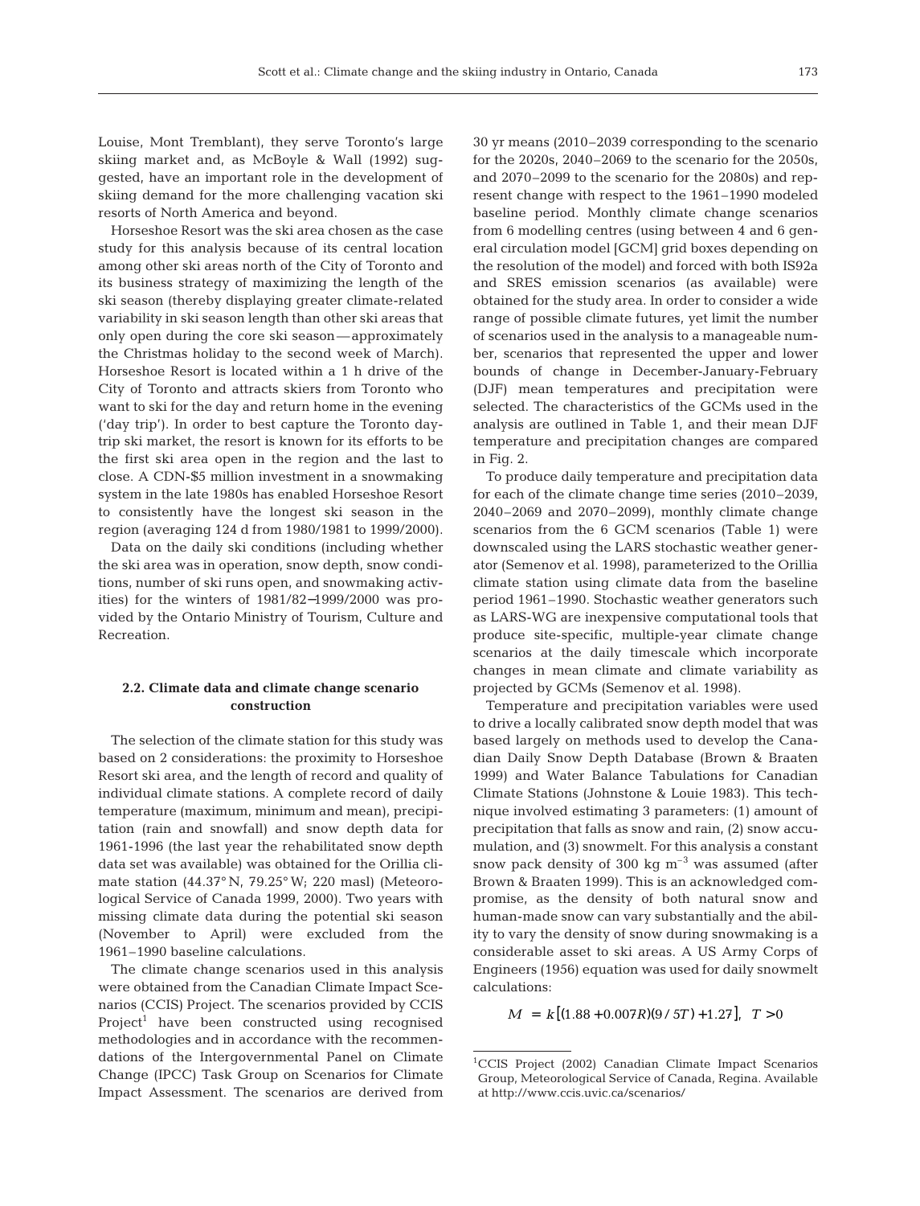Louise, Mont Tremblant), they serve Toronto's large skiing market and, as McBoyle & Wall (1992) suggested, have an important role in the development of skiing demand for the more challenging vacation ski resorts of North America and beyond.

Horseshoe Resort was the ski area chosen as the case study for this analysis because of its central location among other ski areas north of the City of Toronto and its business strategy of maximizing the length of the ski season (thereby displaying greater climate-related variability in ski season length than other ski areas that only open during the core ski season — approximately the Christmas holiday to the second week of March). Horseshoe Resort is located within a 1 h drive of the City of Toronto and attracts skiers from Toronto who want to ski for the day and return home in the evening ('day trip'). In order to best capture the Toronto day-trip ski market, the resort is known for its efforts to be the first ski area open in the region and the last to close. A CDN-$5 million investment in a snowmaking system in the late 1980s has enabled Horseshoe Resort to consistently have the longest ski season in the region (averaging 124 d from 1980/1981 to 1999/2000).

Data on the daily ski conditions (including whether the ski area was in operation, snow depth, snow conditions, number of ski runs open, and snowmaking activities) for the winters of 1981/82–1999/2000 was provided by the Ontario Ministry of Tourism, Culture and Recreation.

### 2.2. Climate data and climate change scenario construction

The selection of the climate station for this study was based on 2 considerations: the proximity to Horseshoe Resort ski area, and the length of record and quality of individual climate stations. A complete record of daily temperature (maximum, minimum and mean), precipitation (rain and snowfall) and snow depth data for 1961-1996 (the last year the rehabilitated snow depth data set was available) was obtained for the Orillia climate station (44.37° N, 79.25° W; 220 masl) (Meteorological Service of Canada 1999, 2000). Two years with missing climate data during the potential ski season (November to April) were excluded from the 1961–1990 baseline calculations.

The climate change scenarios used in this analysis were obtained from the Canadian Climate Impact Scenarios (CCIS) Project. The scenarios provided by CCIS Project[1] have been constructed using recognised methodologies and in accordance with the recommendations of the Intergovernmental Panel on Climate Change (IPCC) Task Group on Scenarios for Climate Impact Assessment. The scenarios are derived from 30 yr means (2010–2039 corresponding to the scenario for the 2020s, 2040–2069 to the scenario for the 2050s, and 2070–2099 to the scenario for the 2080s) and represent change with respect to the 1961–1990 modeled baseline period. Monthly climate change scenarios from 6 modelling centres (using between 4 and 6 general circulation model [GCM] grid boxes depending on the resolution of the model) and forced with both IS92a and SRES emission scenarios (as available) were obtained for the study area. In order to consider a wide range of possible climate futures, yet limit the number of scenarios used in the analysis to a manageable number, scenarios that represented the upper and lower bounds of change in December-January-February (DJF) mean temperatures and precipitation were selected. The characteristics of the GCMs used in the analysis are outlined in Table 1, and their mean DJF temperature and precipitation changes are compared in Fig. 2.

To produce daily temperature and precipitation data for each of the climate change time series (2010–2039, 2040–2069 and 2070–2099), monthly climate change scenarios from the 6 GCM scenarios (Table 1) were downscaled using the LARS stochastic weather generator (Semenov et al. 1998), parameterized to the Orillia climate station using climate data from the baseline period 1961–1990. Stochastic weather generators such as LARS-WG are inexpensive computational tools that produce site-specific, multiple-year climate change scenarios at the daily timescale which incorporate changes in mean climate and climate variability as projected by GCMs (Semenov et al. 1998).

Temperature and precipitation variables were used to drive a locally calibrated snow depth model that was based largely on methods used to develop the Canadian Daily Snow Depth Database (Brown & Braaten 1999) and Water Balance Tabulations for Canadian Climate Stations (Johnstone & Louie 1983). This technique involved estimating 3 parameters: (1) amount of precipitation that falls as snow and rain, (2) snow accumulation, and (3) snowmelt. For this analysis a constant snow pack density of 300 kg m$^{-3}$ was assumed (after Brown & Braaten 1999). This is an acknowledged compromise, as the density of both natural snow and human-made snow can vary substantially and the ability to vary the density of snow during snowmaking is a considerable asset to ski areas. A US Army Corps of Engineers (1956) equation was used for daily snowmelt calculations:

$$M = k[(1.88 + 0.007R)(9/5T) + 1.27], \quad T > 0$$

[1]CCIS Project (2002) Canadian Climate Impact Scenarios Group, Meteorological Service of Canada, Regina. Available at http://www.ccis.uvic.ca/scenarios/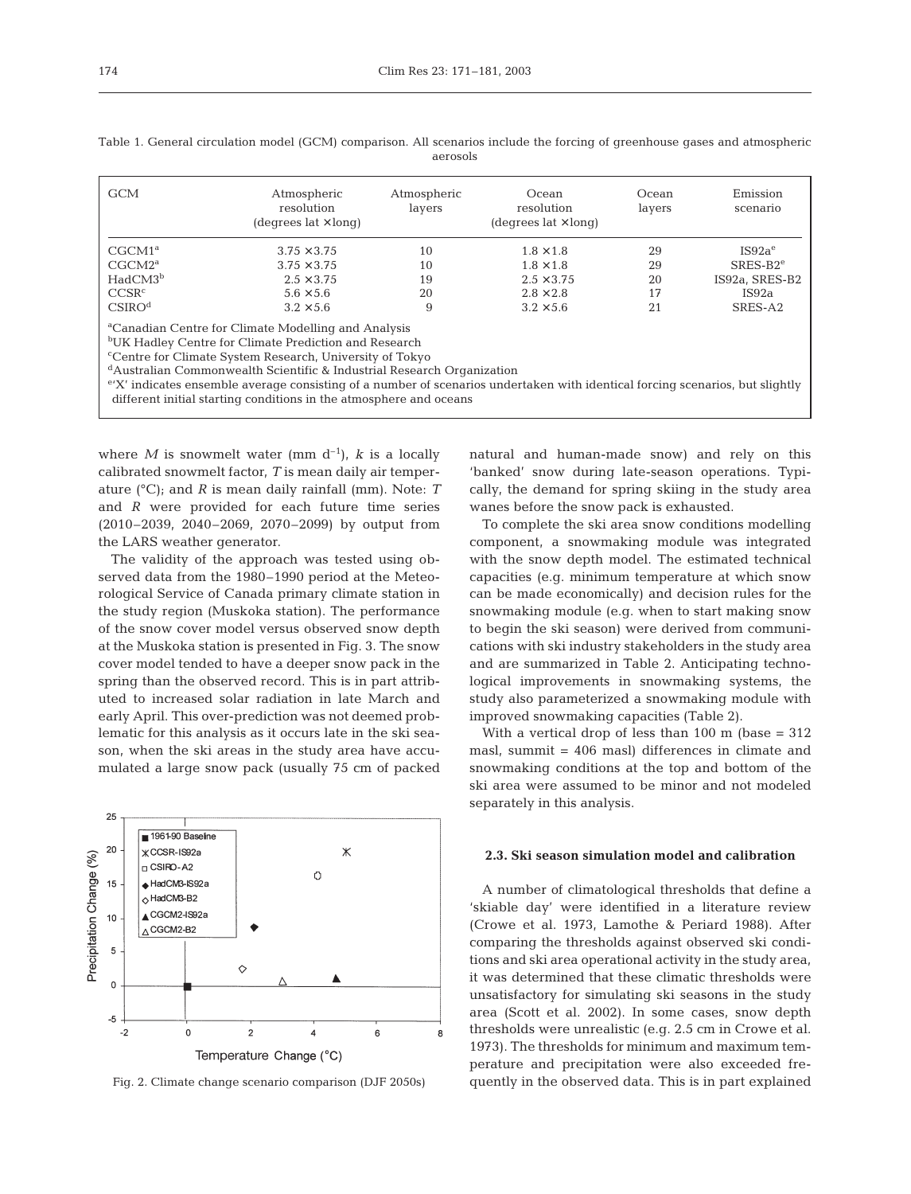Table 1. General circulation model (GCM) comparison. All scenarios include the forcing of greenhouse gases and atmospheric aerosols

| GCM | Atmospheric resolution (degrees lat × long) | Atmospheric layers | Ocean resolution (degrees lat × long) | Ocean layers | Emission scenario |
|---|---|---|---|---|---|
| CGCM1[a] | 3.75 × 3.75 | 10 | 1.8 × 1.8 | 29 | IS92a[e] |
| CGCM2[a] | 3.75 × 3.75 | 10 | 1.8 × 1.8 | 29 | SRES-B2[e] |
| HadCM3[b] | 2.5 × 3.75 | 19 | 2.5 × 3.75 | 20 | IS92a, SRES-B2 |
| CCSR[c] | 5.6 × 5.6 | 20 | 2.8 × 2.8 | 17 | IS92a |
| CSIRO[d] | 3.2 × 5.6 | 9 | 3.2 × 5.6 | 21 | SRES-A2 |

[a]Canadian Centre for Climate Modelling and Analysis
[b]UK Hadley Centre for Climate Prediction and Research
[c]Centre for Climate System Research, University of Tokyo
[d]Australian Commonwealth Scientific & Industrial Research Organization
[e]'X' indicates ensemble average consisting of a number of scenarios undertaken with identical forcing scenarios, but slightly different initial starting conditions in the atmosphere and oceans

where $M$ is snowmelt water (mm d$^{-1}$), $k$ is a locally calibrated snowmelt factor, $T$ is mean daily air temperature (°C); and $R$ is mean daily rainfall (mm). Note: $T$ and $R$ were provided for each future time series (2010–2039, 2040–2069, 2070–2099) by output from the LARS weather generator.

The validity of the approach was tested using observed data from the 1980–1990 period at the Meteorological Service of Canada primary climate station in the study region (Muskoka station). The performance of the snow cover model versus observed snow depth at the Muskoka station is presented in Fig. 3. The snow cover model tended to have a deeper snow pack in the spring than the observed record. This is in part attributed to increased solar radiation in late March and early April. This over-prediction was not deemed problematic for this analysis as it occurs late in the ski season, when the ski areas in the study area have accumulated a large snow pack (usually 75 cm of packed natural and human-made snow) and rely on this 'banked' snow during late-season operations. Typically, the demand for spring skiing in the study area wanes before the snow pack is exhausted.

To complete the ski area snow conditions modelling component, a snowmaking module was integrated with the snow depth model. The estimated technical capacities (e.g. minimum temperature at which snow can be made economically) and decision rules for the snowmaking module (e.g. when to start making snow to begin the ski season) were derived from communications with ski industry stakeholders in the study area and are summarized in Table 2. Anticipating technological improvements in snowmaking systems, the study also parameterized a snowmaking module with improved snowmaking capacities (Table 2).

With a vertical drop of less than 100 m (base = 312 masl, summit = 406 masl) differences in climate and snowmaking conditions at the top and bottom of the ski area were assumed to be minor and not modeled separately in this analysis.

Fig. 2. Climate change scenario comparison (DJF 2050s)

### 2.3. Ski season simulation model and calibration

A number of climatological thresholds that define a 'skiable day' were identified in a literature review (Crowe et al. 1973, Lamothe & Periard 1988). After comparing the thresholds against observed ski conditions and ski area operational activity in the study area, it was determined that these climatic thresholds were unsatisfactory for simulating ski seasons in the study area (Scott et al. 2002). In some cases, snow depth thresholds were unrealistic (e.g. 2.5 cm in Crowe et al. 1973). The thresholds for minimum and maximum temperature and precipitation were also exceeded frequently in the observed data. This is in part explained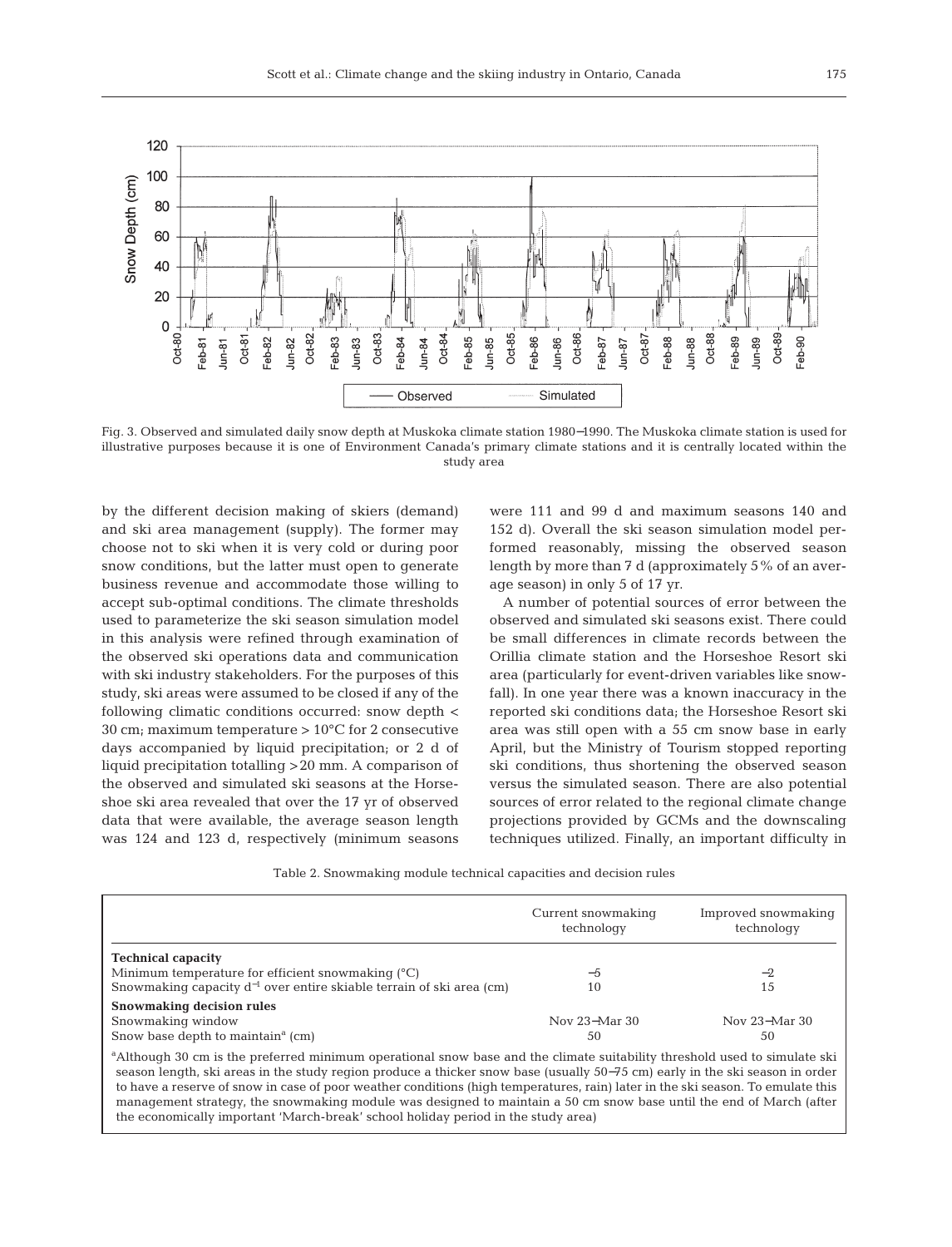Fig. 3. Observed and simulated daily snow depth at Muskoka climate station 1980–1990. The Muskoka climate station is used for illustrative purposes because it is one of Environment Canada's primary climate stations and it is centrally located within the study area

by the different decision making of skiers (demand) and ski area management (supply). The former may choose not to ski when it is very cold or during poor snow conditions, but the latter must open to generate business revenue and accommodate those willing to accept sub-optimal conditions. The climate thresholds used to parameterize the ski season simulation model in this analysis were refined through examination of the observed ski operations data and communication with ski industry stakeholders. For the purposes of this study, ski areas were assumed to be closed if any of the following climatic conditions occurred: snow depth < 30 cm; maximum temperature > 10°C for 2 consecutive days accompanied by liquid precipitation; or 2 d of liquid precipitation totalling >20 mm. A comparison of the observed and simulated ski seasons at the Horseshoe ski area revealed that over the 17 yr of observed data that were available, the average season length was 124 and 123 d, respectively (minimum seasons were 111 and 99 d and maximum seasons 140 and 152 d). Overall the ski season simulation model performed reasonably, missing the observed season length by more than 7 d (approximately 5% of an average season) in only 5 of 17 yr.

A number of potential sources of error between the observed and simulated ski seasons exist. There could be small differences in climate records between the Orillia climate station and the Horseshoe Resort ski area (particularly for event-driven variables like snowfall). In one year there was a known inaccuracy in the reported ski conditions data; the Horseshoe Resort ski area was still open with a 55 cm snow base in early April, but the Ministry of Tourism stopped reporting ski conditions, thus shortening the observed season versus the simulated season. There are also potential sources of error related to the regional climate change projections provided by GCMs and the downscaling techniques utilized. Finally, an important difficulty in

Table 2. Snowmaking module technical capacities and decision rules

| | Current snowmaking technology | Improved snowmaking technology |
|---|---|---|
| **Technical capacity** | | |
| Minimum temperature for efficient snowmaking (°C) | –5 | –2 |
| Snowmaking capacity $d^{-1}$ over entire skiable terrain of ski area (cm) | 10 | 15 |
| **Snowmaking decision rules** | | |
| Snowmaking window | Nov 23–Mar 30 | Nov 23–Mar 30 |
| Snow base depth to maintain[a] (cm) | 50 | 50 |

[a]Although 30 cm is the preferred minimum operational snow base and the climate suitability threshold used to simulate ski season length, ski areas in the study region produce a thicker snow base (usually 50–75 cm) early in the ski season in order to have a reserve of snow in case of poor weather conditions (high temperatures, rain) later in the ski season. To emulate this management strategy, the snowmaking module was designed to maintain a 50 cm snow base until the end of March (after the economically important 'March-break' school holiday period in the study area)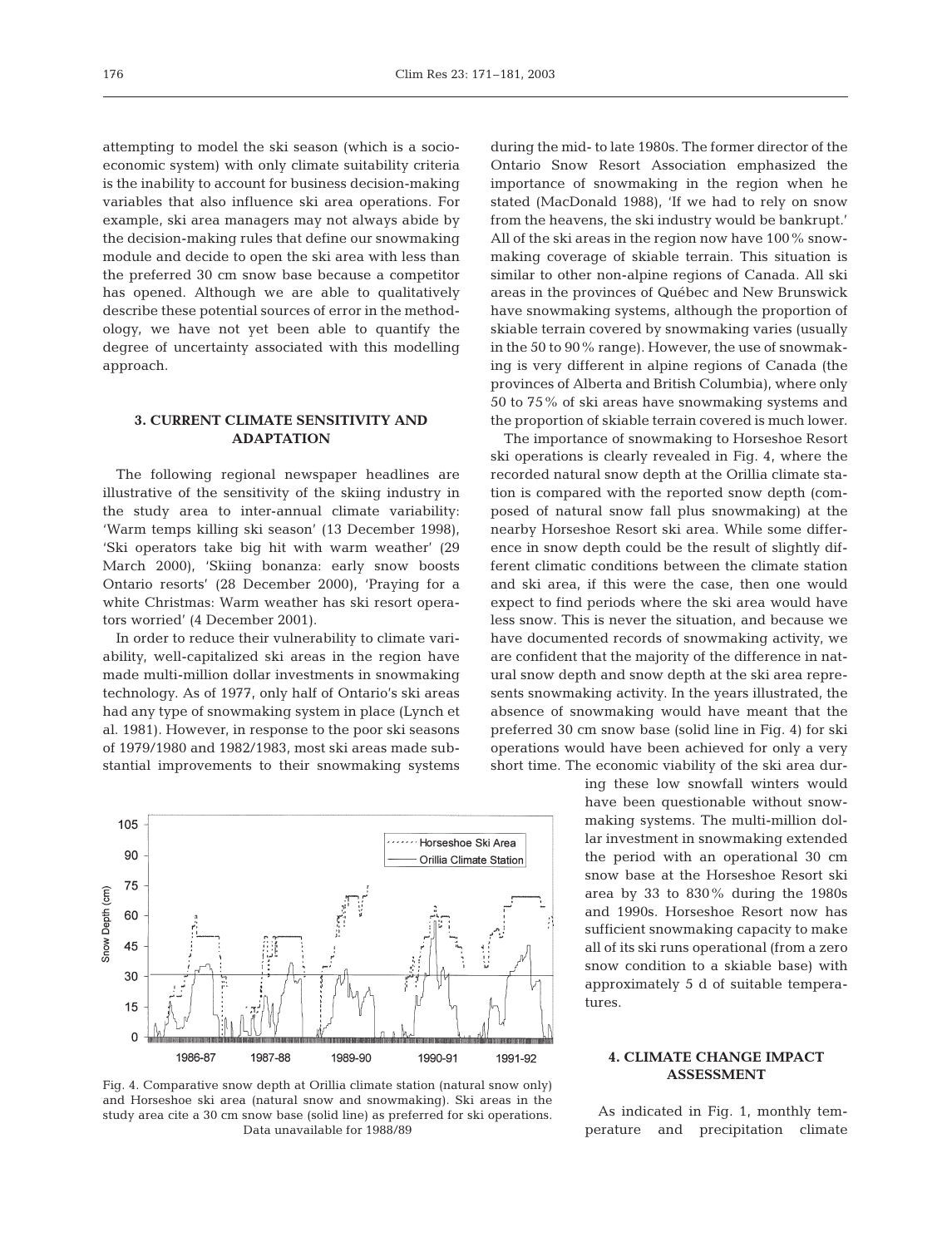attempting to model the ski season (which is a socio-economic system) with only climate suitability criteria is the inability to account for business decision-making variables that also influence ski area operations. For example, ski area managers may not always abide by the decision-making rules that define our snowmaking module and decide to open the ski area with less than the preferred 30 cm snow base because a competitor has opened. Although we are able to qualitatively describe these potential sources of error in the methodology, we have not yet been able to quantify the degree of uncertainty associated with this modelling approach.

## 3. CURRENT CLIMATE SENSITIVITY AND ADAPTATION

The following regional newspaper headlines are illustrative of the sensitivity of the skiing industry in the study area to inter-annual climate variability: 'Warm temps killing ski season' (13 December 1998), 'Ski operators take big hit with warm weather' (29 March 2000), 'Skiing bonanza: early snow boosts Ontario resorts' (28 December 2000), 'Praying for a white Christmas: Warm weather has ski resort operators worried' (4 December 2001).

In order to reduce their vulnerability to climate variability, well-capitalized ski areas in the region have made multi-million dollar investments in snowmaking technology. As of 1977, only half of Ontario's ski areas had any type of snowmaking system in place (Lynch et al. 1981). However, in response to the poor ski seasons of 1979/1980 and 1982/1983, most ski areas made substantial improvements to their snowmaking systems during the mid- to late 1980s. The former director of the Ontario Snow Resort Association emphasized the importance of snowmaking in the region when he stated (MacDonald 1988), 'If we had to rely on snow from the heavens, the ski industry would be bankrupt.' All of the ski areas in the region now have 100% snowmaking coverage of skiable terrain. This situation is similar to other non-alpine regions of Canada. All ski areas in the provinces of Québec and New Brunswick have snowmaking systems, although the proportion of skiable terrain covered by snowmaking varies (usually in the 50 to 90% range). However, the use of snowmaking is very different in alpine regions of Canada (the provinces of Alberta and British Columbia), where only 50 to 75% of ski areas have snowmaking systems and the proportion of skiable terrain covered is much lower.

The importance of snowmaking to Horseshoe Resort ski operations is clearly revealed in Fig. 4, where the recorded natural snow depth at the Orillia climate station is compared with the reported snow depth (composed of natural snow fall plus snowmaking) at the nearby Horseshoe Resort ski area. While some difference in snow depth could be the result of slightly different climatic conditions between the climate station and ski area, if this were the case, then one would expect to find periods where the ski area would have less snow. This is never the situation, and because we have documented records of snowmaking activity, we are confident that the majority of the difference in natural snow depth and snow depth at the ski area represents snowmaking activity. In the years illustrated, the absence of snowmaking would have meant that the preferred 30 cm snow base (solid line in Fig. 4) for ski operations would have been achieved for only a very short time. The economic viability of the ski area during these low snowfall winters would have been questionable without snowmaking systems. The multi-million dollar investment in snowmaking extended the period with an operational 30 cm snow base at the Horseshoe Resort ski area by 33 to 830% during the 1980s and 1990s. Horseshoe Resort now has sufficient snowmaking capacity to make all of its ski runs operational (from a zero snow condition to a skiable base) with approximately 5 d of suitable temperatures.

Fig. 4. Comparative snow depth at Orillia climate station (natural snow only) and Horseshoe ski area (natural snow and snowmaking). Ski areas in the study area cite a 30 cm snow base (solid line) as preferred for ski operations. Data unavailable for 1988/89

## 4. CLIMATE CHANGE IMPACT ASSESSMENT

As indicated in Fig. 1, monthly temperature and precipitation climate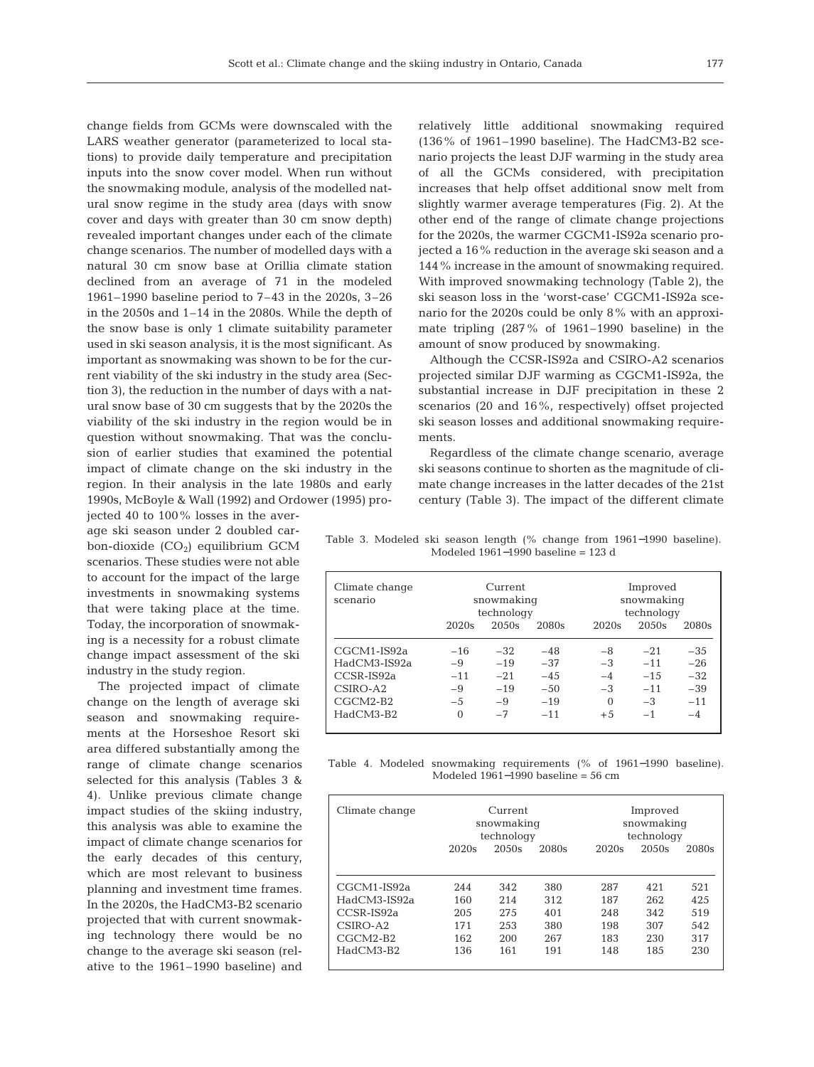change fields from GCMs were downscaled with the LARS weather generator (parameterized to local stations) to provide daily temperature and precipitation inputs into the snow cover model. When run without the snowmaking module, analysis of the modelled natural snow regime in the study area (days with snow cover and days with greater than 30 cm snow depth) revealed important changes under each of the climate change scenarios. The number of modelled days with a natural 30 cm snow base at Orillia climate station declined from an average of 71 in the modeled 1961–1990 baseline period to 7–43 in the 2020s, 3–26 in the 2050s and 1–14 in the 2080s. While the depth of the snow base is only 1 climate suitability parameter used in ski season analysis, it is the most significant. As important as snowmaking was shown to be for the current viability of the ski industry in the study area (Section 3), the reduction in the number of days with a natural snow base of 30 cm suggests that by the 2020s the viability of the ski industry in the region would be in question without snowmaking. That was the conclusion of earlier studies that examined the potential impact of climate change on the ski industry in the region. In their analysis in the late 1980s and early 1990s, McBoyle & Wall (1992) and Ordower (1995) projected 40 to 100% losses in the average ski season under 2 doubled carbon-dioxide ($CO_2$) equilibrium GCM scenarios. These studies were not able to account for the impact of the large investments in snowmaking systems that were taking place at the time. Today, the incorporation of snowmaking is a necessity for a robust climate change impact assessment of the ski industry in the study region.

The projected impact of climate change on the length of average ski season and snowmaking requirements at the Horseshoe Resort ski area differed substantially among the range of climate change scenarios selected for this analysis (Tables 3 & 4). Unlike previous climate change impact studies of the skiing industry, this analysis was able to examine the impact of climate change scenarios for the early decades of this century, which are most relevant to business planning and investment time frames. In the 2020s, the HadCM3-B2 scenario projected that with current snowmaking technology there would be no change to the average ski season (relative to the 1961–1990 baseline) and relatively little additional snowmaking required (136% of 1961–1990 baseline). The HadCM3-B2 scenario projects the least DJF warming in the study area of all the GCMs considered, with precipitation increases that help offset additional snow melt from slightly warmer average temperatures (Fig. 2). At the other end of the range of climate change projections for the 2020s, the warmer CGCM1-IS92a scenario projected a 16% reduction in the average ski season and a 144% increase in the amount of snowmaking required. With improved snowmaking technology (Table 2), the ski season loss in the 'worst-case' CGCM1-IS92a scenario for the 2020s could be only 8% with an approximate tripling (287% of 1961–1990 baseline) in the amount of snow produced by snowmaking.

Although the CCSR-IS92a and CSIRO-A2 scenarios projected similar DJF warming as CGCM1-IS92a, the substantial increase in DJF precipitation in these 2 scenarios (20 and 16%, respectively) offset projected ski season losses and additional snowmaking requirements.

Regardless of the climate change scenario, average ski seasons continue to shorten as the magnitude of climate change increases in the latter decades of the 21st century (Table 3). The impact of the different climate

Table 3. Modeled ski season length (% change from 1961–1990 baseline). Modeled 1961–1990 baseline = 123 d

| Climate change scenario | Current snowmaking technology | | | Improved snowmaking technology | | |
|---|---|---|---|---|---|---|
| | 2020s | 2050s | 2080s | 2020s | 2050s | 2080s |
| CGCM1-IS92a | −16 | −32 | −48 | −8 | −21 | −35 |
| HadCM3-IS92a | −9 | −19 | −37 | −3 | −11 | −26 |
| CCSR-IS92a | −11 | −21 | −45 | −4 | −15 | −32 |
| CSIRO-A2 | −9 | −19 | −50 | −3 | −11 | −39 |
| CGCM2-B2 | −5 | −9 | −19 | 0 | −3 | −11 |
| HadCM3-B2 | 0 | −7 | −11 | +5 | −1 | −4 |

Table 4. Modeled snowmaking requirements (% of 1961–1990 baseline). Modeled 1961–1990 baseline = 56 cm

| Climate change | Current snowmaking technology | | | Improved snowmaking technology | | |
|---|---|---|---|---|---|---|
| | 2020s | 2050s | 2080s | 2020s | 2050s | 2080s |
| CGCM1-IS92a | 244 | 342 | 380 | 287 | 421 | 521 |
| HadCM3-IS92a | 160 | 214 | 312 | 187 | 262 | 425 |
| CCSR-IS92a | 205 | 275 | 401 | 248 | 342 | 519 |
| CSIRO-A2 | 171 | 253 | 380 | 198 | 307 | 542 |
| CGCM2-B2 | 162 | 200 | 267 | 183 | 230 | 317 |
| HadCM3-B2 | 136 | 161 | 191 | 148 | 185 | 230 |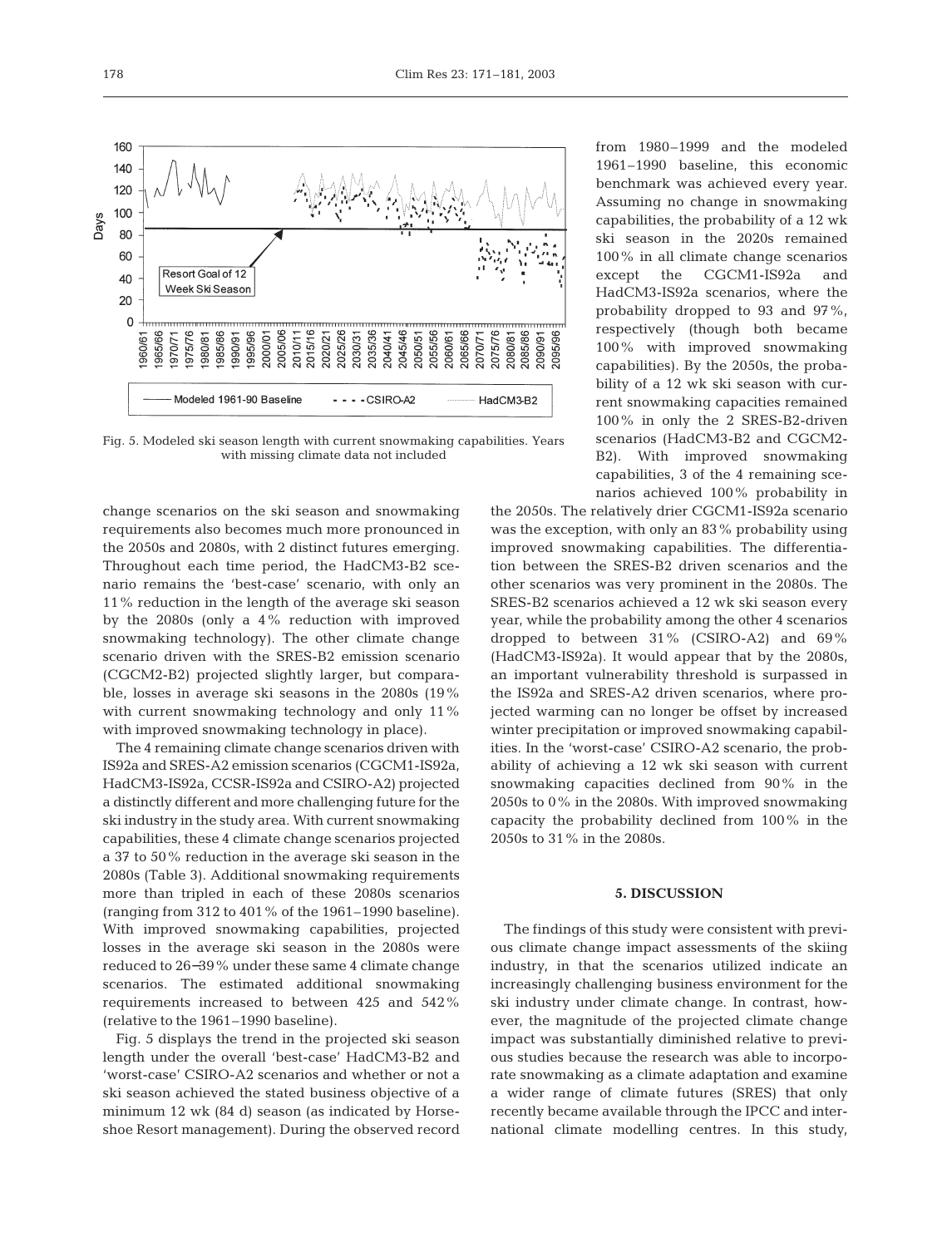Fig. 5. Modeled ski season length with current snowmaking capabilities. Years with missing climate data not included

change scenarios on the ski season and snowmaking requirements also becomes much more pronounced in the 2050s and 2080s, with 2 distinct futures emerging. Throughout each time period, the HadCM3-B2 scenario remains the 'best-case' scenario, with only an 11% reduction in the length of the average ski season by the 2080s (only a 4% reduction with improved snowmaking technology). The other climate change scenario driven with the SRES-B2 emission scenario (CGCM2-B2) projected slightly larger, but comparable, losses in average ski seasons in the 2080s (19% with current snowmaking technology and only 11% with improved snowmaking technology in place).

The 4 remaining climate change scenarios driven with IS92a and SRES-A2 emission scenarios (CGCM1-IS92a, HadCM3-IS92a, CCSR-IS92a and CSIRO-A2) projected a distinctly different and more challenging future for the ski industry in the study area. With current snowmaking capabilities, these 4 climate change scenarios projected a 37 to 50% reduction in the average ski season in the 2080s (Table 3). Additional snowmaking requirements more than tripled in each of these 2080s scenarios (ranging from 312 to 401% of the 1961–1990 baseline). With improved snowmaking capabilities, projected losses in the average ski season in the 2080s were reduced to 26–39% under these same 4 climate change scenarios. The estimated additional snowmaking requirements increased to between 425 and 542% (relative to the 1961–1990 baseline).

Fig. 5 displays the trend in the projected ski season length under the overall 'best-case' HadCM3-B2 and 'worst-case' CSIRO-A2 scenarios and whether or not a ski season achieved the stated business objective of a minimum 12 wk (84 d) season (as indicated by Horseshoe Resort management). During the observed record from 1980–1999 and the modeled 1961–1990 baseline, this economic benchmark was achieved every year. Assuming no change in snowmaking capabilities, the probability of a 12 wk ski season in the 2020s remained 100% in all climate change scenarios except the CGCM1-IS92a and HadCM3-IS92a scenarios, where the probability dropped to 93 and 97%, respectively (though both became 100% with improved snowmaking capabilities). By the 2050s, the probability of a 12 wk ski season with current snowmaking capacities remained 100% in only the 2 SRES-B2-driven scenarios (HadCM3-B2 and CGCM2-B2). With improved snowmaking capabilities, 3 of the 4 remaining scenarios achieved 100% probability in the 2050s. The relatively drier CGCM1-IS92a scenario was the exception, with only an 83% probability using improved snowmaking capabilities. The differentiation between the SRES-B2 driven scenarios and the other scenarios was very prominent in the 2080s. The SRES-B2 scenarios achieved a 12 wk ski season every year, while the probability among the other 4 scenarios dropped to between 31% (CSIRO-A2) and 69% (HadCM3-IS92a). It would appear that by the 2080s, an important vulnerability threshold is surpassed in the IS92a and SRES-A2 driven scenarios, where projected warming can no longer be offset by increased winter precipitation or improved snowmaking capabilities. In the 'worst-case' CSIRO-A2 scenario, the probability of achieving a 12 wk ski season with current snowmaking capacities declined from 90% in the 2050s to 0% in the 2080s. With improved snowmaking capacity the probability declined from 100% in the 2050s to 31% in the 2080s.

## 5. DISCUSSION

The findings of this study were consistent with previous climate change impact assessments of the skiing industry, in that the scenarios utilized indicate an increasingly challenging business environment for the ski industry under climate change. In contrast, however, the magnitude of the projected climate change impact was substantially diminished relative to previous studies because the research was able to incorporate snowmaking as a climate adaptation and examine a wider range of climate futures (SRES) that only recently became available through the IPCC and international climate modelling centres. In this study,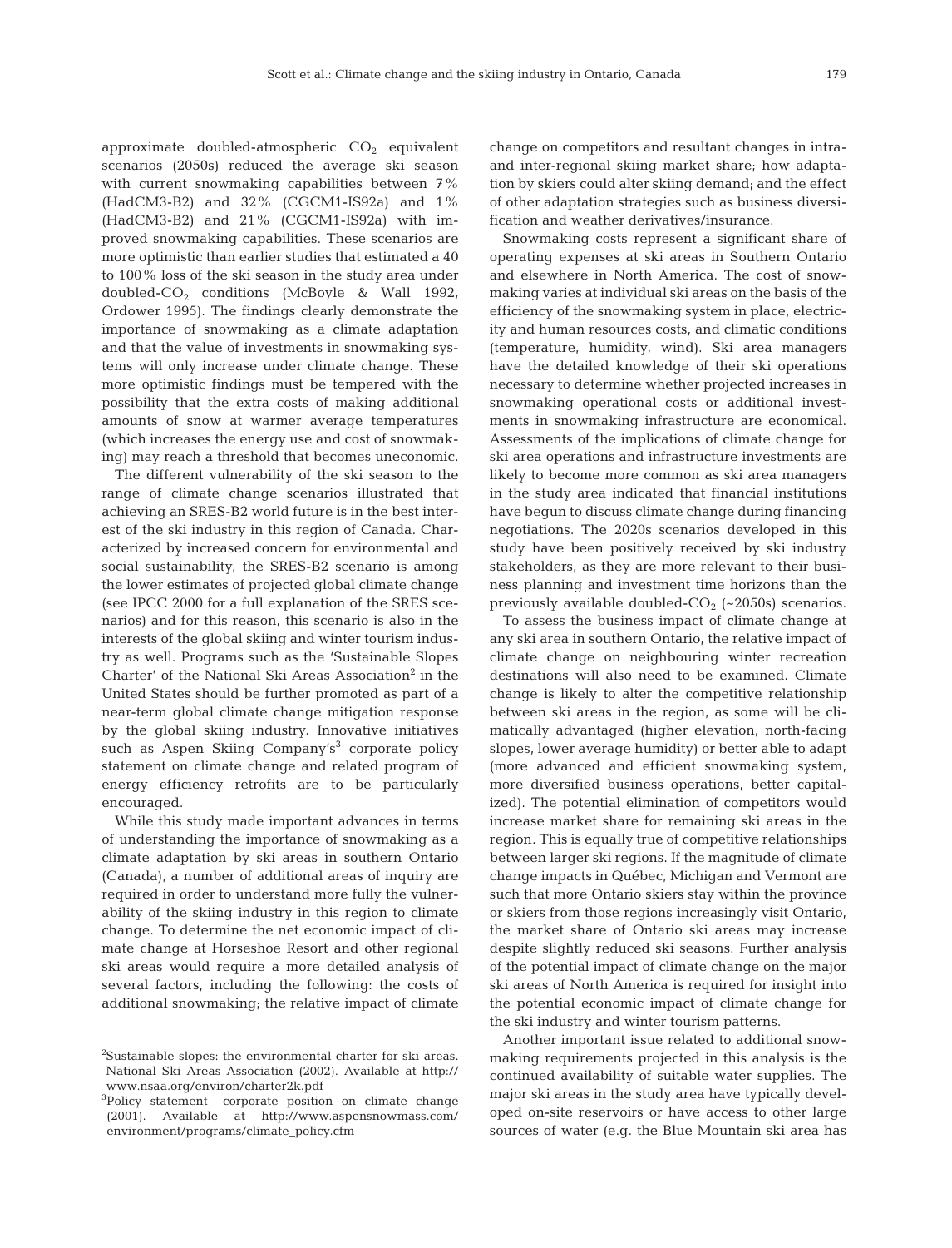approximate doubled-atmospheric $CO_2$ equivalent scenarios (2050s) reduced the average ski season with current snowmaking capabilities between 7% (HadCM3-B2) and 32% (CGCM1-IS92a) and 1% (HadCM3-B2) and 21% (CGCM1-IS92a) with improved snowmaking capabilities. These scenarios are more optimistic than earlier studies that estimated a 40 to 100% loss of the ski season in the study area under doubled-$CO_2$ conditions (McBoyle & Wall 1992, Ordower 1995). The findings clearly demonstrate the importance of snowmaking as a climate adaptation and that the value of investments in snowmaking systems will only increase under climate change. These more optimistic findings must be tempered with the possibility that the extra costs of making additional amounts of snow at warmer average temperatures (which increases the energy use and cost of snowmaking) may reach a threshold that becomes uneconomic.

The different vulnerability of the ski season to the range of climate change scenarios illustrated that achieving an SRES-B2 world future is in the best interest of the ski industry in this region of Canada. Characterized by increased concern for environmental and social sustainability, the SRES-B2 scenario is among the lower estimates of projected global climate change (see IPCC 2000 for a full explanation of the SRES scenarios) and for this reason, this scenario is also in the interests of the global skiing and winter tourism industry as well. Programs such as the 'Sustainable Slopes Charter' of the National Ski Areas Association[2] in the United States should be further promoted as part of a near-term global climate change mitigation response by the global skiing industry. Innovative initiatives such as Aspen Skiing Company's[3] corporate policy statement on climate change and related program of energy efficiency retrofits are to be particularly encouraged.

While this study made important advances in terms of understanding the importance of snowmaking as a climate adaptation by ski areas in southern Ontario (Canada), a number of additional areas of inquiry are required in order to understand more fully the vulnerability of the skiing industry in this region to climate change. To determine the net economic impact of climate change at Horseshoe Resort and other regional ski areas would require a more detailed analysis of several factors, including the following: the costs of additional snowmaking; the relative impact of climate change on competitors and resultant changes in intra- and inter-regional skiing market share; how adaptation by skiers could alter skiing demand; and the effect of other adaptation strategies such as business diversification and weather derivatives/insurance.

Snowmaking costs represent a significant share of operating expenses at ski areas in Southern Ontario and elsewhere in North America. The cost of snowmaking varies at individual ski areas on the basis of the efficiency of the snowmaking system in place, electricity and human resources costs, and climatic conditions (temperature, humidity, wind). Ski area managers have the detailed knowledge of their ski operations necessary to determine whether projected increases in snowmaking operational costs or additional investments in snowmaking infrastructure are economical. Assessments of the implications of climate change for ski area operations and infrastructure investments are likely to become more common as ski area managers in the study area indicated that financial institutions have begun to discuss climate change during financing negotiations. The 2020s scenarios developed in this study have been positively received by ski industry stakeholders, as they are more relevant to their business planning and investment time horizons than the previously available doubled-$CO_2$ (~2050s) scenarios.

To assess the business impact of climate change at any ski area in southern Ontario, the relative impact of climate change on neighbouring winter recreation destinations will also need to be examined. Climate change is likely to alter the competitive relationship between ski areas in the region, as some will be climatically advantaged (higher elevation, north-facing slopes, lower average humidity) or better able to adapt (more advanced and efficient snowmaking system, more diversified business operations, better capitalized). The potential elimination of competitors would increase market share for remaining ski areas in the region. This is equally true of competitive relationships between larger ski regions. If the magnitude of climate change impacts in Québec, Michigan and Vermont are such that more Ontario skiers stay within the province or skiers from those regions increasingly visit Ontario, the market share of Ontario ski areas may increase despite slightly reduced ski seasons. Further analysis of the potential impact of climate change on the major ski areas of North America is required for insight into the potential economic impact of climate change for the ski industry and winter tourism patterns.

Another important issue related to additional snowmaking requirements projected in this analysis is the continued availability of suitable water supplies. The major ski areas in the study area have typically developed on-site reservoirs or have access to other large sources of water (e.g. the Blue Mountain ski area has

[2]Sustainable slopes: the environmental charter for ski areas. National Ski Areas Association (2002). Available at http://www.nsaa.org/environ/charter2k.pdf

[3]Policy statement—corporate position on climate change (2001). Available at http://www.aspensnowmass.com/environment/programs/climate_policy.cfm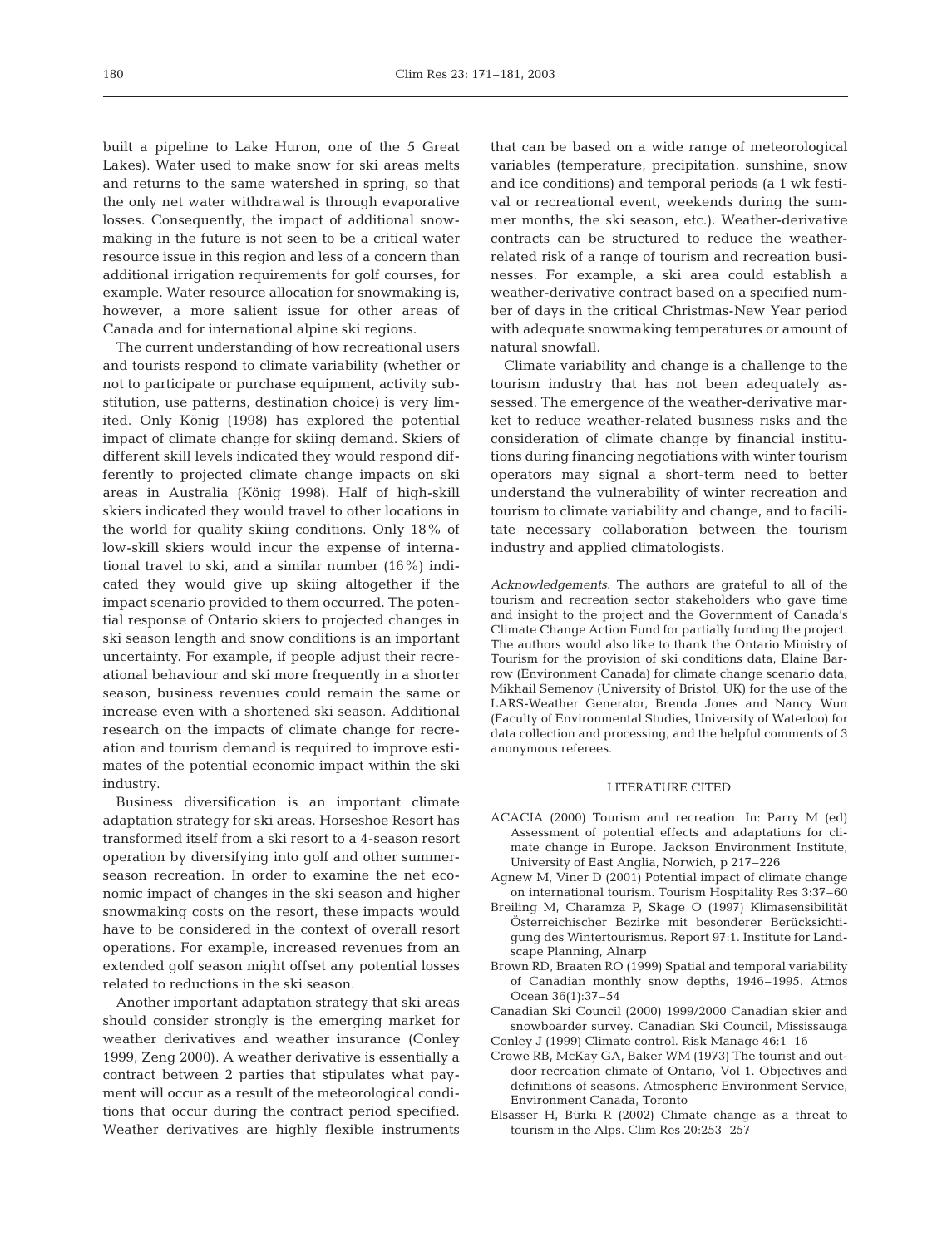built a pipeline to Lake Huron, one of the 5 Great Lakes). Water used to make snow for ski areas melts and returns to the same watershed in spring, so that the only net water withdrawal is through evaporative losses. Consequently, the impact of additional snowmaking in the future is not seen to be a critical water resource issue in this region and less of a concern than additional irrigation requirements for golf courses, for example. Water resource allocation for snowmaking is, however, a more salient issue for other areas of Canada and for international alpine ski regions.

The current understanding of how recreational users and tourists respond to climate variability (whether or not to participate or purchase equipment, activity substitution, use patterns, destination choice) is very limited. Only König (1998) has explored the potential impact of climate change for skiing demand. Skiers of different skill levels indicated they would respond differently to projected climate change impacts on ski areas in Australia (König 1998). Half of high-skill skiers indicated they would travel to other locations in the world for quality skiing conditions. Only 18% of low-skill skiers would incur the expense of international travel to ski, and a similar number (16%) indicated they would give up skiing altogether if the impact scenario provided to them occurred. The potential response of Ontario skiers to projected changes in ski season length and snow conditions is an important uncertainty. For example, if people adjust their recreational behaviour and ski more frequently in a shorter season, business revenues could remain the same or increase even with a shortened ski season. Additional research on the impacts of climate change for recreation and tourism demand is required to improve estimates of the potential economic impact within the ski industry.

Business diversification is an important climate adaptation strategy for ski areas. Horseshoe Resort has transformed itself from a ski resort to a 4-season resort operation by diversifying into golf and other summer-season recreation. In order to examine the net economic impact of changes in the ski season and higher snowmaking costs on the resort, these impacts would have to be considered in the context of overall resort operations. For example, increased revenues from an extended golf season might offset any potential losses related to reductions in the ski season.

Another important adaptation strategy that ski areas should consider strongly is the emerging market for weather derivatives and weather insurance (Conley 1999, Zeng 2000). A weather derivative is essentially a contract between 2 parties that stipulates what payment will occur as a result of the meteorological conditions that occur during the contract period specified. Weather derivatives are highly flexible instruments that can be based on a wide range of meteorological variables (temperature, precipitation, sunshine, snow and ice conditions) and temporal periods (a 1 wk festival or recreational event, weekends during the summer months, the ski season, etc.). Weather-derivative contracts can be structured to reduce the weather-related risk of a range of tourism and recreation businesses. For example, a ski area could establish a weather-derivative contract based on a specified number of days in the critical Christmas-New Year period with adequate snowmaking temperatures or amount of natural snowfall.

Climate variability and change is a challenge to the tourism industry that has not been adequately assessed. The emergence of the weather-derivative market to reduce weather-related business risks and the consideration of climate change by financial institutions during financing negotiations with winter tourism operators may signal a short-term need to better understand the vulnerability of winter recreation and tourism to climate variability and change, and to facilitate necessary collaboration between the tourism industry and applied climatologists.

*Acknowledgements*. The authors are grateful to all of the tourism and recreation sector stakeholders who gave time and insight to the project and the Government of Canada's Climate Change Action Fund for partially funding the project. The authors would also like to thank the Ontario Ministry of Tourism for the provision of ski conditions data, Elaine Barrow (Environment Canada) for climate change scenario data, Mikhail Semenov (University of Bristol, UK) for the use of the LARS-Weather Generator, Brenda Jones and Nancy Wun (Faculty of Environmental Studies, University of Waterloo) for data collection and processing, and the helpful comments of 3 anonymous referees.

## LITERATURE CITED

- ACACIA (2000) Tourism and recreation. In: Parry M (ed) Assessment of potential effects and adaptations for climate change in Europe. Jackson Environment Institute, University of East Anglia, Norwich, p 217–226
- Agnew M, Viner D (2001) Potential impact of climate change on international tourism. Tourism Hospitality Res 3:37–60
- Breiling M, Charamza P, Skage O (1997) Klimasensibilität Österreichischer Bezirke mit besonderer Berücksichtigung des Wintertourismus. Report 97:1. Institute for Landscape Planning, Alnarp
- Brown RD, Braaten RO (1999) Spatial and temporal variability of Canadian monthly snow depths, 1946–1995. Atmos Ocean 36(1):37–54
- Canadian Ski Council (2000) 1999/2000 Canadian skier and snowboarder survey. Canadian Ski Council, Mississauga
- Conley J (1999) Climate control. Risk Manage 46:1–16
- Crowe RB, McKay GA, Baker WM (1973) The tourist and outdoor recreation climate of Ontario, Vol 1. Objectives and definitions of seasons. Atmospheric Environment Service, Environment Canada, Toronto
- Elsasser H, Bürki R (2002) Climate change as a threat to tourism in the Alps. Clim Res 20:253–257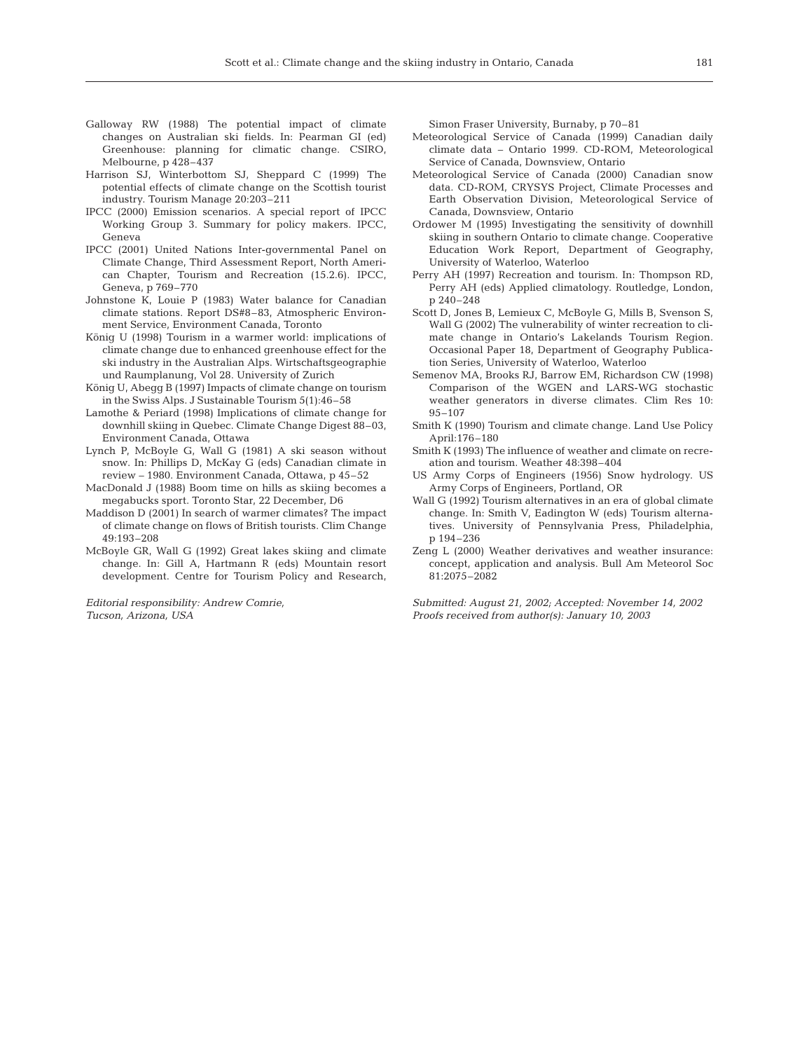Galloway RW (1988) The potential impact of climate changes on Australian ski fields. In: Pearman GI (ed) Greenhouse: planning for climatic change. CSIRO, Melbourne, p 428–437

Harrison SJ, Winterbottom SJ, Sheppard C (1999) The potential effects of climate change on the Scottish tourist industry. Tourism Manage 20:203–211

IPCC (2000) Emission scenarios. A special report of IPCC Working Group 3. Summary for policy makers. IPCC, Geneva

IPCC (2001) United Nations Inter-governmental Panel on Climate Change, Third Assessment Report, North American Chapter, Tourism and Recreation (15.2.6). IPCC, Geneva, p 769–770

Johnstone K, Louie P (1983) Water balance for Canadian climate stations. Report DS#8–83, Atmospheric Environment Service, Environment Canada, Toronto

König U (1998) Tourism in a warmer world: implications of climate change due to enhanced greenhouse effect for the ski industry in the Australian Alps. Wirtschaftsgeographie und Raumplanung, Vol 28. University of Zurich

König U, Abegg B (1997) Impacts of climate change on tourism in the Swiss Alps. J Sustainable Tourism 5(1):46–58

Lamothe & Periard (1998) Implications of climate change for downhill skiing in Quebec. Climate Change Digest 88–03, Environment Canada, Ottawa

Lynch P, McBoyle G, Wall G (1981) A ski season without snow. In: Phillips D, McKay G (eds) Canadian climate in review – 1980. Environment Canada, Ottawa, p 45–52

MacDonald J (1988) Boom time on hills as skiing becomes a megabucks sport. Toronto Star, 22 December, D6

Maddison D (2001) In search of warmer climates? The impact of climate change on flows of British tourists. Clim Change 49:193–208

McBoyle GR, Wall G (1992) Great lakes skiing and climate change. In: Gill A, Hartmann R (eds) Mountain resort development. Centre for Tourism Policy and Research, Simon Fraser University, Burnaby, p 70–81

Meteorological Service of Canada (1999) Canadian daily climate data – Ontario 1999. CD-ROM, Meteorological Service of Canada, Downsview, Ontario

Meteorological Service of Canada (2000) Canadian snow data. CD-ROM, CRYSYS Project, Climate Processes and Earth Observation Division, Meteorological Service of Canada, Downsview, Ontario

Ordower M (1995) Investigating the sensitivity of downhill skiing in southern Ontario to climate change. Cooperative Education Work Report, Department of Geography, University of Waterloo, Waterloo

Perry AH (1997) Recreation and tourism. In: Thompson RD, Perry AH (eds) Applied climatology. Routledge, London, p 240–248

Scott D, Jones B, Lemieux C, McBoyle G, Mills B, Svenson S, Wall G (2002) The vulnerability of winter recreation to climate change in Ontario's Lakelands Tourism Region. Occasional Paper 18, Department of Geography Publication Series, University of Waterloo, Waterloo

Semenov MA, Brooks RJ, Barrow EM, Richardson CW (1998) Comparison of the WGEN and LARS-WG stochastic weather generators in diverse climates. Clim Res 10: 95–107

Smith K (1990) Tourism and climate change. Land Use Policy April:176–180

Smith K (1993) The influence of weather and climate on recreation and tourism. Weather 48:398–404

US Army Corps of Engineers (1956) Snow hydrology. US Army Corps of Engineers, Portland, OR

Wall G (1992) Tourism alternatives in an era of global climate change. In: Smith V, Eadington W (eds) Tourism alternatives. University of Pennsylvania Press, Philadelphia, p 194–236

Zeng L (2000) Weather derivatives and weather insurance: concept, application and analysis. Bull Am Meteorol Soc 81:2075–2082

*Editorial responsibility: Andrew Comrie, Tucson, Arizona, USA*

*Submitted: August 21, 2002; Accepted: November 14, 2002*
*Proofs received from author(s): January 10, 2003*